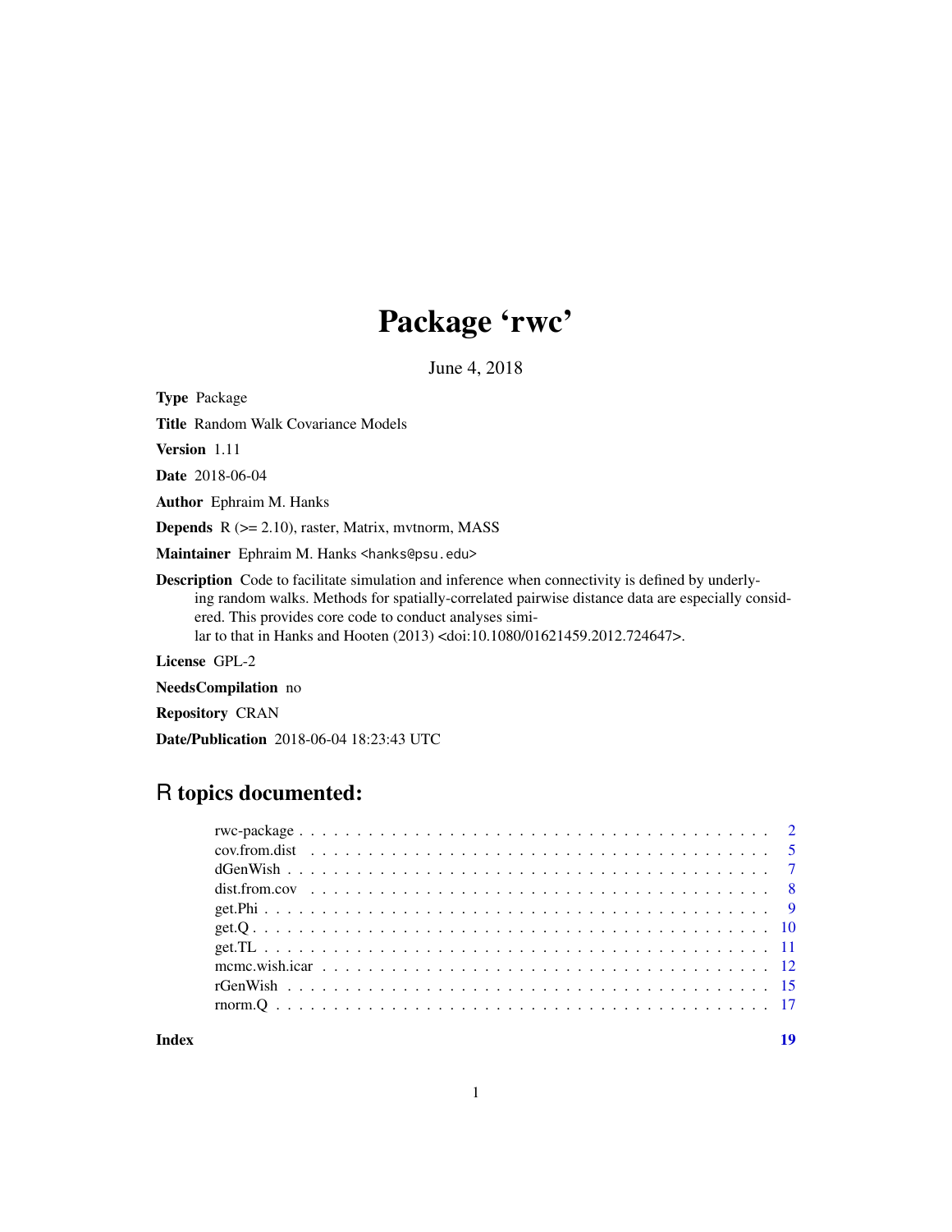# Package 'rwc'

June 4, 2018

**Type** Package

**Title** Random Walk Covariance Models

**Version** 1.11

**Date** 2018-06-04

**Author** Ephraim M. Hanks

**Depends** R (>= 2.10), raster, Matrix, mvtnorm, MASS

**Maintainer** Ephraim M. Hanks <hanks@psu.edu>

**Description** Code to facilitate simulation and inference when connectivity is defined by underlying random walks. Methods for spatially-correlated pairwise distance data are especially considered. This provides core code to conduct analyses similar to that in Hanks and Hooten (2013) <doi:10.1080/01621459.2012.724647>.

**License** GPL-2

**NeedsCompilation** no

**Repository** CRAN

**Date/Publication** 2018-06-04 18:23:43 UTC

## R topics documented:

| | |
|---|---|
| rwc-package | 2 |
| cov.from.dist | 5 |
| dGenWish | 7 |
| dist.from.cov | 8 |
| get.Phi | 9 |
| get.Q | 10 |
| get.TL | 11 |
| mcmc.wish.icar | 12 |
| rGenWish | 15 |
| rnorm.Q | 17 |
| **Index** | **19** |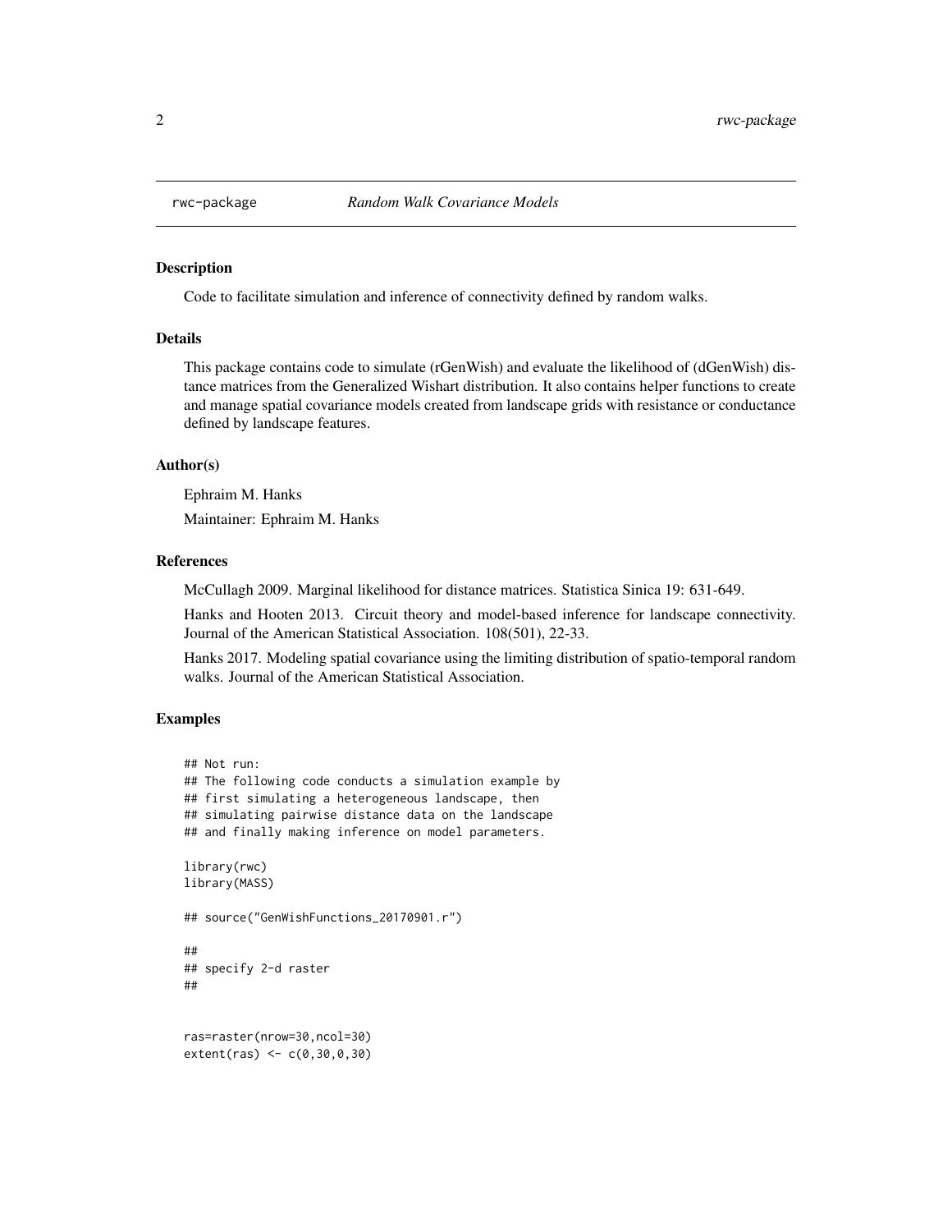rwc-package *Random Walk Covariance Models*

## Description

Code to facilitate simulation and inference of connectivity defined by random walks.

## Details

This package contains code to simulate (rGenWish) and evaluate the likelihood of (dGenWish) distance matrices from the Generalized Wishart distribution. It also contains helper functions to create and manage spatial covariance models created from landscape grids with resistance or conductance defined by landscape features.

## Author(s)

Ephraim M. Hanks

Maintainer: Ephraim M. Hanks

## References

McCullagh 2009. Marginal likelihood for distance matrices. Statistica Sinica 19: 631-649.

Hanks and Hooten 2013. Circuit theory and model-based inference for landscape connectivity. Journal of the American Statistical Association. 108(501), 22-33.

Hanks 2017. Modeling spatial covariance using the limiting distribution of spatio-temporal random walks. Journal of the American Statistical Association.

## Examples

```
## Not run:
## The following code conducts a simulation example by
## first simulating a heterogeneous landscape, then
## simulating pairwise distance data on the landscape
## and finally making inference on model parameters.

library(rwc)
library(MASS)

## source("GenWishFunctions_20170901.r")

##
## specify 2-d raster
##


ras=raster(nrow=30,ncol=30)
extent(ras) <- c(0,30,0,30)
```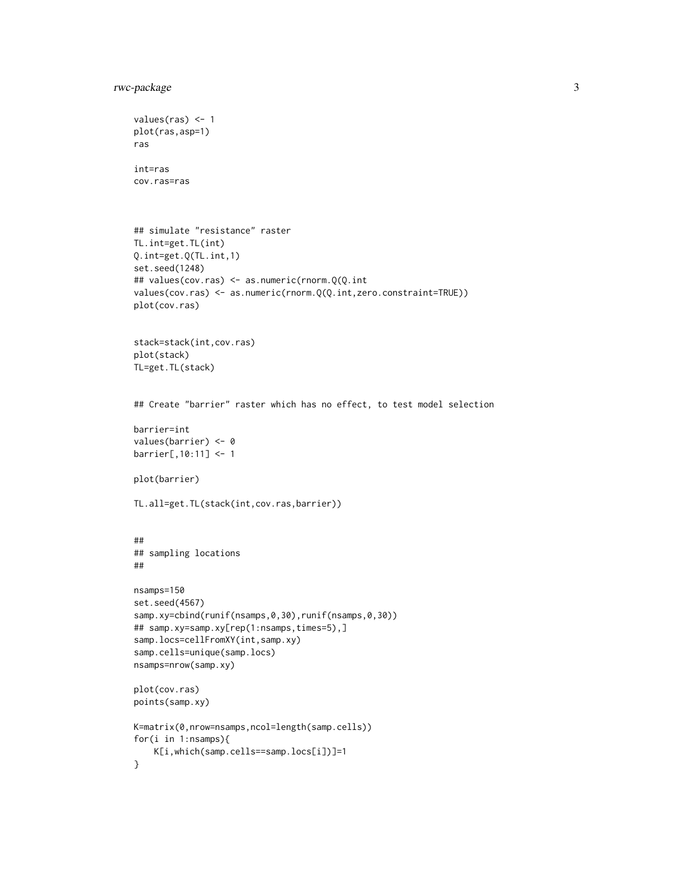```
values(ras) <- 1
plot(ras,asp=1)
ras

int=ras
cov.ras=ras



## simulate "resistance" raster
TL.int=get.TL(int)
Q.int=get.Q(TL.int,1)
set.seed(1248)
## values(cov.ras) <- as.numeric(rnorm.Q(Q.int
values(cov.ras) <- as.numeric(rnorm.Q(Q.int,zero.constraint=TRUE))
plot(cov.ras)


stack=stack(int,cov.ras)
plot(stack)
TL=get.TL(stack)


## Create "barrier" raster which has no effect, to test model selection

barrier=int
values(barrier) <- 0
barrier[,10:11] <- 1

plot(barrier)

TL.all=get.TL(stack(int,cov.ras,barrier))


##
## sampling locations
##

nsamps=150
set.seed(4567)
samp.xy=cbind(runif(nsamps,0,30),runif(nsamps,0,30))
## samp.xy=samp.xy[rep(1:nsamps,times=5),]
samp.locs=cellFromXY(int,samp.xy)
samp.cells=unique(samp.locs)
nsamps=nrow(samp.xy)

plot(cov.ras)
points(samp.xy)

K=matrix(0,nrow=nsamps,ncol=length(samp.cells))
for(i in 1:nsamps){
    K[i,which(samp.cells==samp.locs[i])]=1
}
```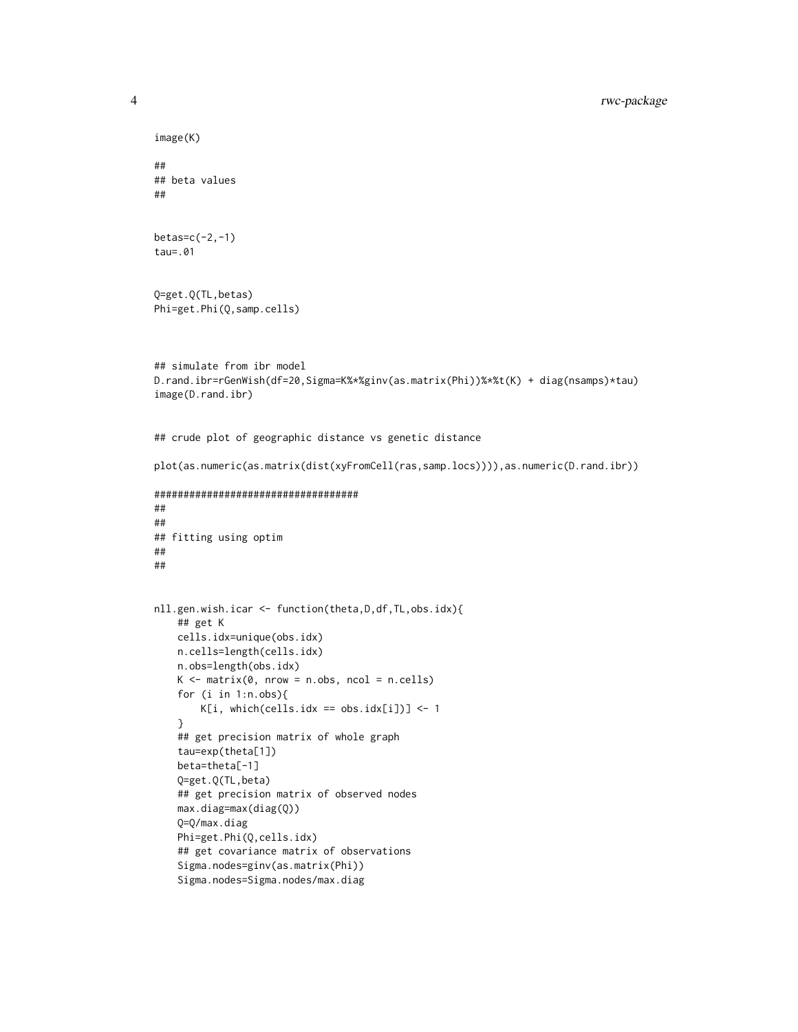```
image(K)

##
## beta values
##


betas=c(-2,-1)
tau=.01


Q=get.Q(TL,betas)
Phi=get.Phi(Q,samp.cells)



## simulate from ibr model
D.rand.ibr=rGenWish(df=20,Sigma=K%*%ginv(as.matrix(Phi))%*%t(K) + diag(nsamps)*tau)
image(D.rand.ibr)


## crude plot of geographic distance vs genetic distance

plot(as.numeric(as.matrix(dist(xyFromCell(ras,samp.locs)))),as.numeric(D.rand.ibr))

###################################
##
##
## fitting using optim
##
##


nll.gen.wish.icar <- function(theta,D,df,TL,obs.idx){
    ## get K
    cells.idx=unique(obs.idx)
    n.cells=length(cells.idx)
    n.obs=length(obs.idx)
    K <- matrix(0, nrow = n.obs, ncol = n.cells)
    for (i in 1:n.obs){
        K[i, which(cells.idx == obs.idx[i])] <- 1
    }
    ## get precision matrix of whole graph
    tau=exp(theta[1])
    beta=theta[-1]
    Q=get.Q(TL,beta)
    ## get precision matrix of observed nodes
    max.diag=max(diag(Q))
    Q=Q/max.diag
    Phi=get.Phi(Q,cells.idx)
    ## get covariance matrix of observations
    Sigma.nodes=ginv(as.matrix(Phi))
    Sigma.nodes=Sigma.nodes/max.diag
```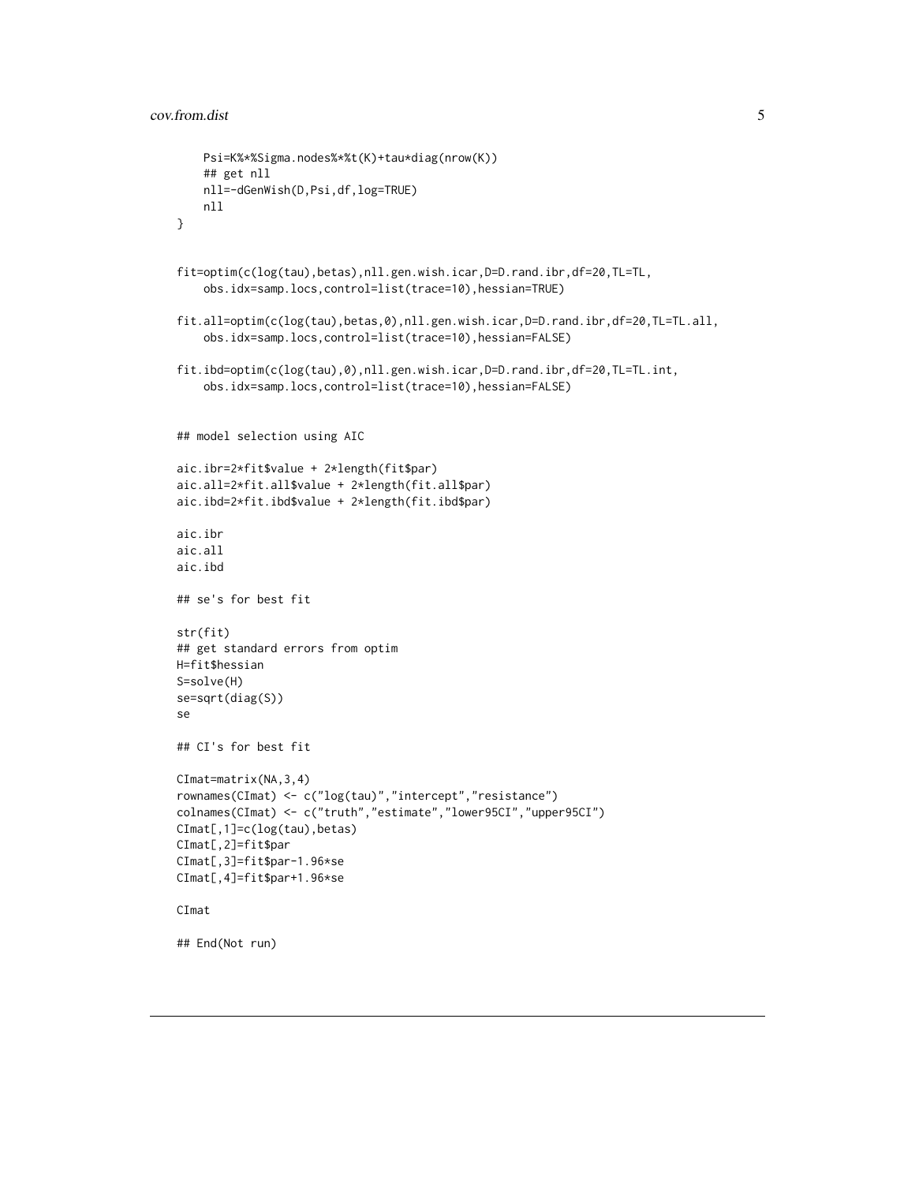```
    Psi=K%*%Sigma.nodes%*%t(K)+tau*diag(nrow(K))
    ## get nll
    nll=-dGenWish(D,Psi,df,log=TRUE)
    nll
}


fit=optim(c(log(tau),betas),nll.gen.wish.icar,D=D.rand.ibr,df=20,TL=TL,
    obs.idx=samp.locs,control=list(trace=10),hessian=TRUE)

fit.all=optim(c(log(tau),betas,0),nll.gen.wish.icar,D=D.rand.ibr,df=20,TL=TL.all,
    obs.idx=samp.locs,control=list(trace=10),hessian=FALSE)

fit.ibd=optim(c(log(tau),0),nll.gen.wish.icar,D=D.rand.ibr,df=20,TL=TL.int,
    obs.idx=samp.locs,control=list(trace=10),hessian=FALSE)


## model selection using AIC

aic.ibr=2*fit$value + 2*length(fit$par)
aic.all=2*fit.all$value + 2*length(fit.all$par)
aic.ibd=2*fit.ibd$value + 2*length(fit.ibd$par)

aic.ibr
aic.all
aic.ibd

## se's for best fit

str(fit)
## get standard errors from optim
H=fit$hessian
S=solve(H)
se=sqrt(diag(S))
se

## CI's for best fit

CImat=matrix(NA,3,4)
rownames(CImat) <- c("log(tau)","intercept","resistance")
colnames(CImat) <- c("truth","estimate","lower95CI","upper95CI")
CImat[,1]=c(log(tau),betas)
CImat[,2]=fit$par
CImat[,3]=fit$par-1.96*se
CImat[,4]=fit$par+1.96*se

CImat

## End(Not run)
```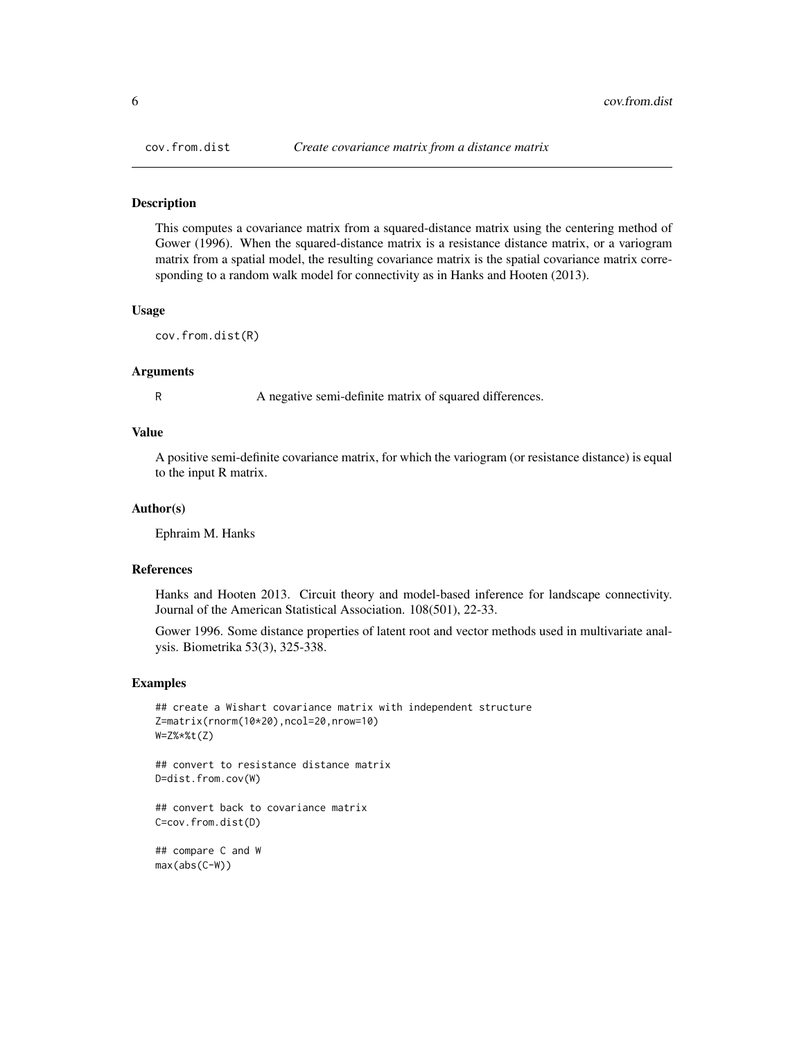# cov.from.dist — *Create covariance matrix from a distance matrix*

## Description

This computes a covariance matrix from a squared-distance matrix using the centering method of Gower (1996). When the squared-distance matrix is a resistance distance matrix, or a variogram matrix from a spatial model, the resulting covariance matrix is the spatial covariance matrix corresponding to a random walk model for connectivity as in Hanks and Hooten (2013).

## Usage

```
cov.from.dist(R)
```

## Arguments

| | |
|---|---|
| R | A negative semi-definite matrix of squared differences. |

## Value

A positive semi-definite covariance matrix, for which the variogram (or resistance distance) is equal to the input R matrix.

## Author(s)

Ephraim M. Hanks

## References

Hanks and Hooten 2013. Circuit theory and model-based inference for landscape connectivity. Journal of the American Statistical Association. 108(501), 22-33.

Gower 1996. Some distance properties of latent root and vector methods used in multivariate analysis. Biometrika 53(3), 325-338.

## Examples

```
## create a Wishart covariance matrix with independent structure
Z=matrix(rnorm(10*20),ncol=20,nrow=10)
W=Z%*%t(Z)

## convert to resistance distance matrix
D=dist.from.cov(W)

## convert back to covariance matrix
C=cov.from.dist(D)

## compare C and W
max(abs(C-W))
```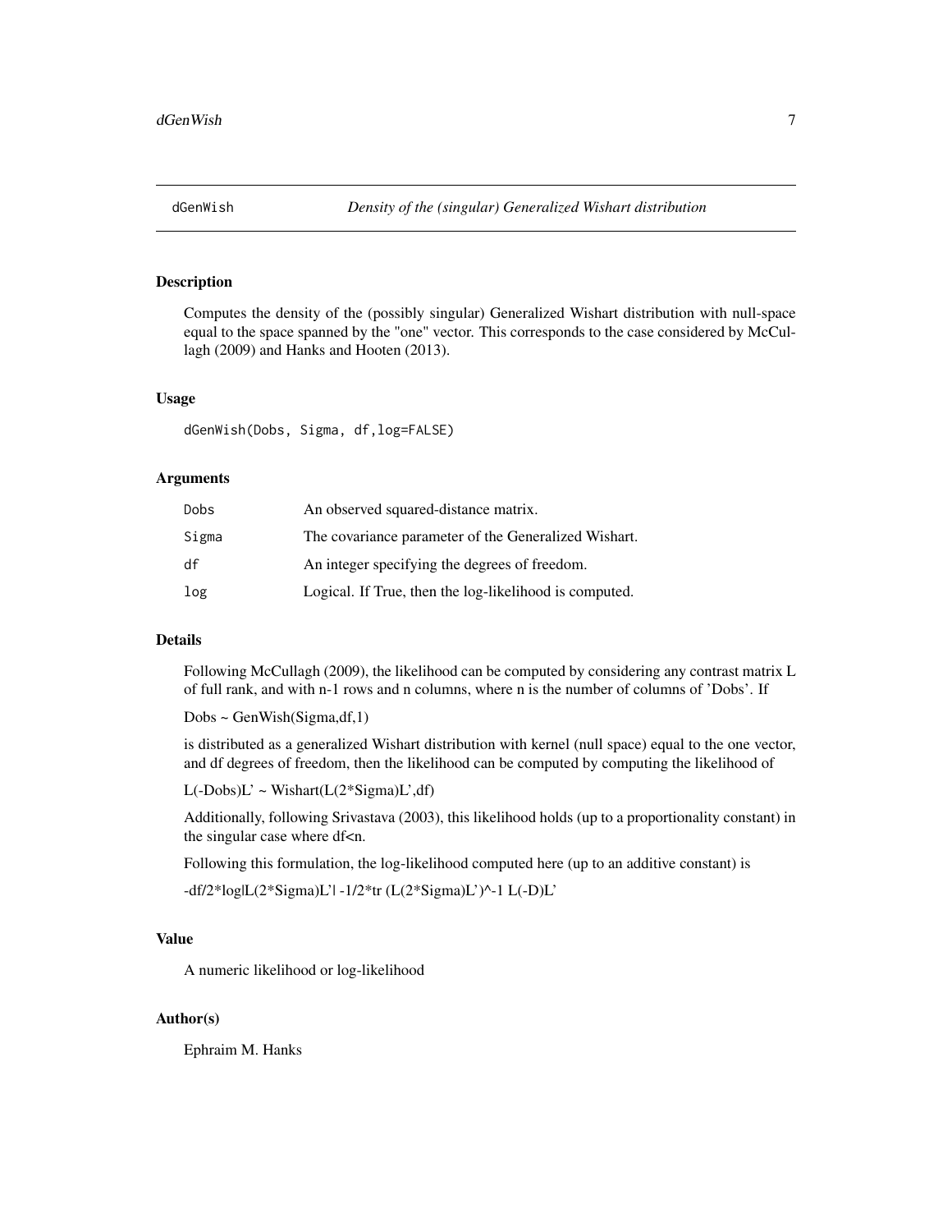## dGenWish — *Density of the (singular) Generalized Wishart distribution*

### Description

Computes the density of the (possibly singular) Generalized Wishart distribution with null-space equal to the space spanned by the "one" vector. This corresponds to the case considered by McCullagh (2009) and Hanks and Hooten (2013).

### Usage

```
dGenWish(Dobs, Sigma, df,log=FALSE)
```

### Arguments

| | |
|---|---|
| `Dobs` | An observed squared-distance matrix. |
| `Sigma` | The covariance parameter of the Generalized Wishart. |
| `df` | An integer specifying the degrees of freedom. |
| `log` | Logical. If True, then the log-likelihood is computed. |

### Details

Following McCullagh (2009), the likelihood can be computed by considering any contrast matrix L of full rank, and with n-1 rows and n columns, where n is the number of columns of 'Dobs'. If

Dobs ~ GenWish(Sigma,df,1)

is distributed as a generalized Wishart distribution with kernel (null space) equal to the one vector, and df degrees of freedom, then the likelihood can be computed by computing the likelihood of

L(-Dobs)L' ~ Wishart(L(2*Sigma)L',df)

Additionally, following Srivastava (2003), this likelihood holds (up to a proportionality constant) in the singular case where df<n.

Following this formulation, the log-likelihood computed here (up to an additive constant) is

-df/2*log|L(2*Sigma)L'| -1/2*tr (L(2*Sigma)L')^-1 L(-D)L'

### Value

A numeric likelihood or log-likelihood

### Author(s)

Ephraim M. Hanks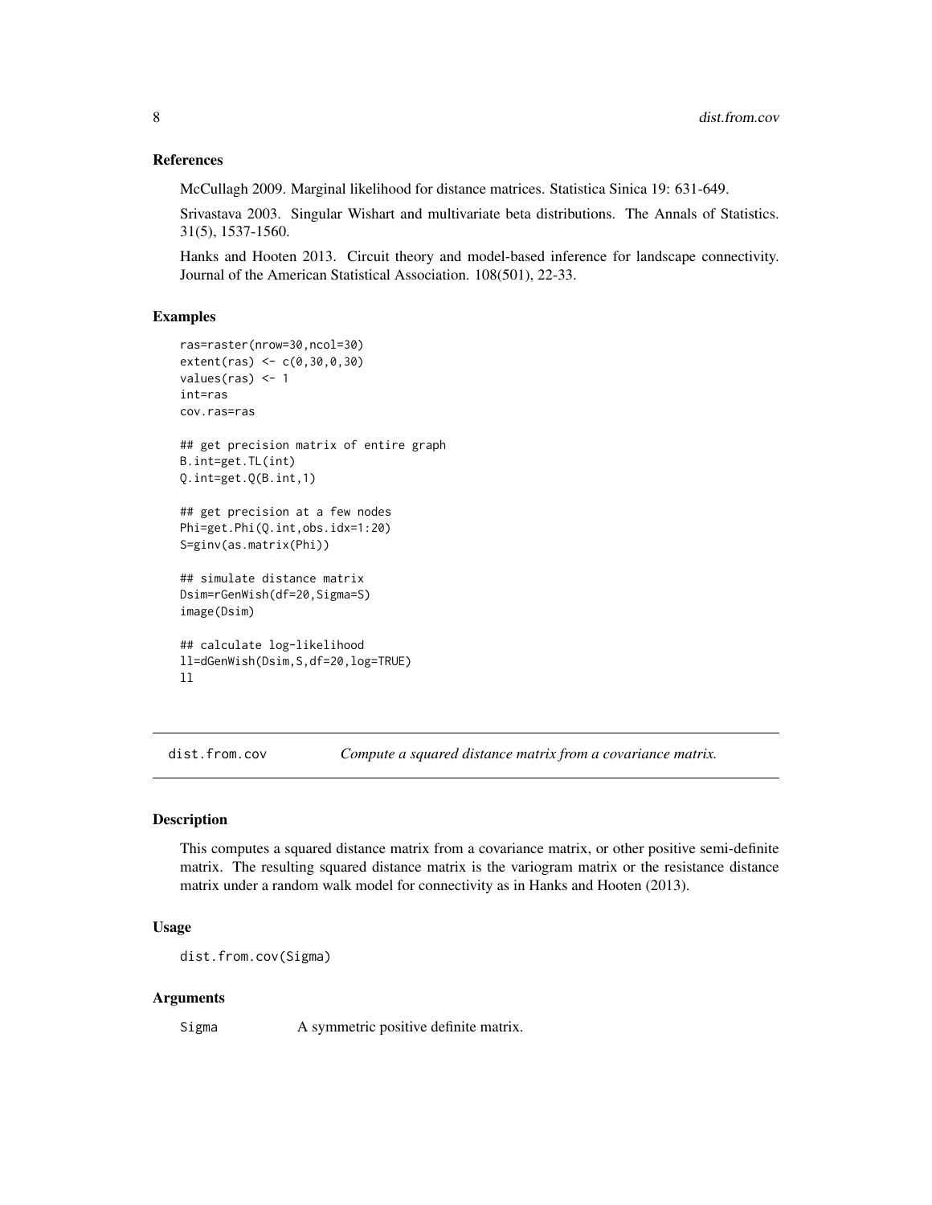### References

McCullagh 2009. Marginal likelihood for distance matrices. Statistica Sinica 19: 631-649.

Srivastava 2003. Singular Wishart and multivariate beta distributions. The Annals of Statistics. 31(5), 1537-1560.

Hanks and Hooten 2013. Circuit theory and model-based inference for landscape connectivity. Journal of the American Statistical Association. 108(501), 22-33.

### Examples

```
ras=raster(nrow=30,ncol=30)
extent(ras) <- c(0,30,0,30)
values(ras) <- 1
int=ras
cov.ras=ras

## get precision matrix of entire graph
B.int=get.TL(int)
Q.int=get.Q(B.int,1)

## get precision at a few nodes
Phi=get.Phi(Q.int,obs.idx=1:20)
S=ginv(as.matrix(Phi))

## simulate distance matrix
Dsim=rGenWish(df=20,Sigma=S)
image(Dsim)

## calculate log-likelihood
ll=dGenWish(Dsim,S,df=20,log=TRUE)
ll
```

---

## dist.from.cov — *Compute a squared distance matrix from a covariance matrix.*

### Description

This computes a squared distance matrix from a covariance matrix, or other positive semi-definite matrix. The resulting squared distance matrix is the variogram matrix or the resistance distance matrix under a random walk model for connectivity as in Hanks and Hooten (2013).

### Usage

```
dist.from.cov(Sigma)
```

### Arguments

| | |
|---|---|
| Sigma | A symmetric positive definite matrix. |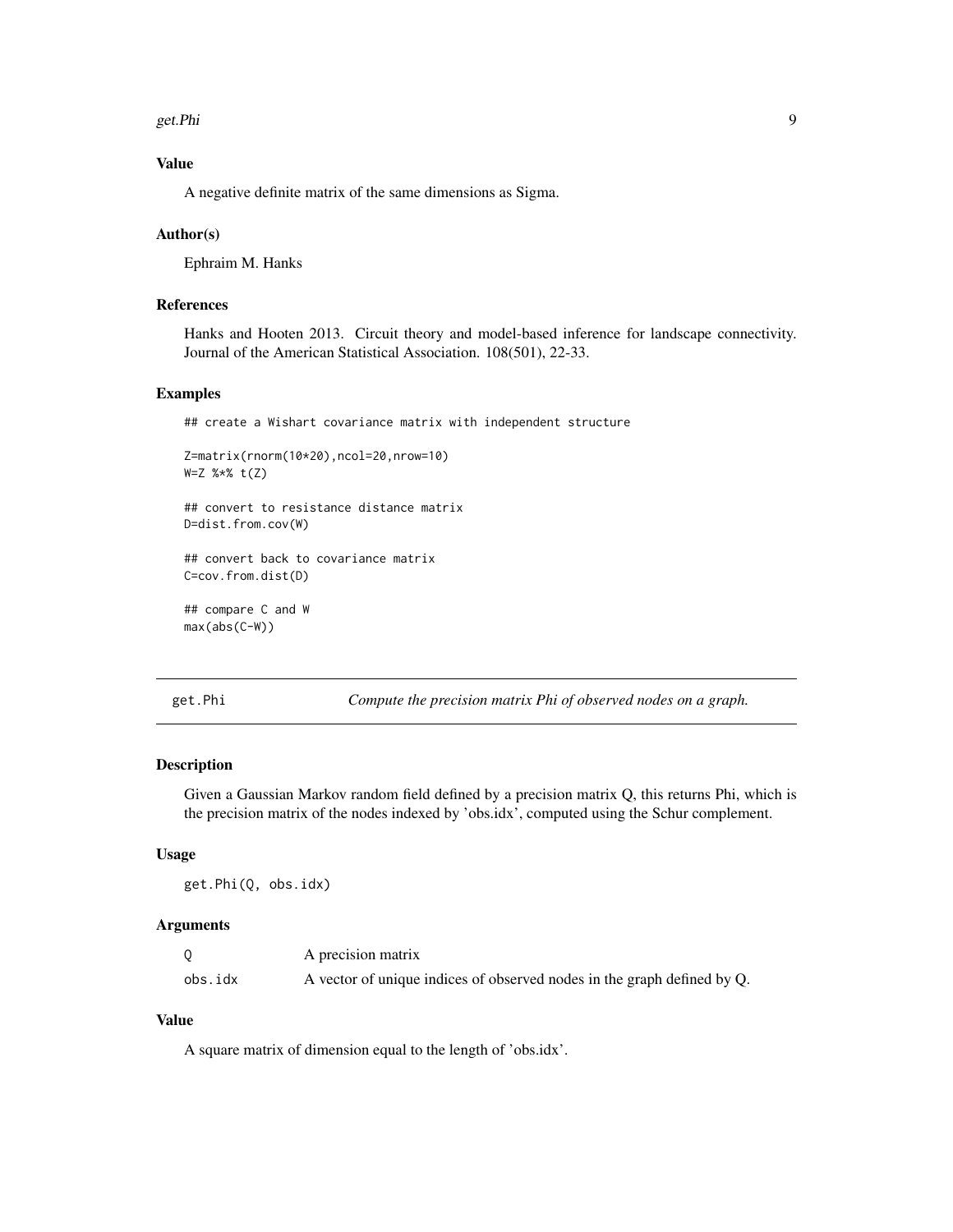### Value

A negative definite matrix of the same dimensions as Sigma.

### Author(s)

Ephraim M. Hanks

### References

Hanks and Hooten 2013. Circuit theory and model-based inference for landscape connectivity. Journal of the American Statistical Association. 108(501), 22-33.

### Examples

```
## create a Wishart covariance matrix with independent structure

Z=matrix(rnorm(10*20),ncol=20,nrow=10)
W=Z %*% t(Z)

## convert to resistance distance matrix
D=dist.from.cov(W)

## convert back to covariance matrix
C=cov.from.dist(D)

## compare C and W
max(abs(C-W))
```

---

## get.Phi — *Compute the precision matrix Phi of observed nodes on a graph.*

### Description

Given a Gaussian Markov random field defined by a precision matrix Q, this returns Phi, which is the precision matrix of the nodes indexed by 'obs.idx', computed using the Schur complement.

### Usage

```
get.Phi(Q, obs.idx)
```

### Arguments

| | |
|---|---|
| Q | A precision matrix |
| obs.idx | A vector of unique indices of observed nodes in the graph defined by Q. |

### Value

A square matrix of dimension equal to the length of 'obs.idx'.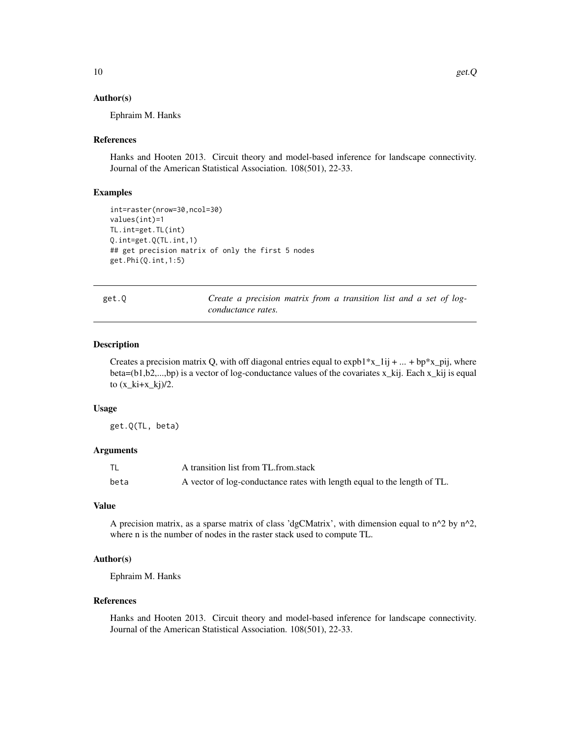### Author(s)

Ephraim M. Hanks

### References

Hanks and Hooten 2013. Circuit theory and model-based inference for landscape connectivity. Journal of the American Statistical Association. 108(501), 22-33.

### Examples

```
int=raster(nrow=30,ncol=30)
values(int)=1
TL.int=get.TL(int)
Q.int=get.Q(TL.int,1)
## get precision matrix of only the first 5 nodes
get.Phi(Q.int,1:5)
```

---

## get.Q — *Create a precision matrix from a transition list and a set of log-conductance rates.*

### Description

Creates a precision matrix Q, with off diagonal entries equal to $\exp b1*x_{1ij} + ... + bp*x_{pij}$, where beta=(b1,b2,...,bp) is a vector of log-conductance values of the covariates $x_{kij}$. Each $x_{kij}$ is equal to $(x_{ki}+x_{kj})/2$.

### Usage

```
get.Q(TL, beta)
```

### Arguments

| | |
|---|---|
| TL | A transition list from TL.from.stack |
| beta | A vector of log-conductance rates with length equal to the length of TL. |

### Value

A precision matrix, as a sparse matrix of class 'dgCMatrix', with dimension equal to $n^2$ by $n^2$, where n is the number of nodes in the raster stack used to compute TL.

### Author(s)

Ephraim M. Hanks

### References

Hanks and Hooten 2013. Circuit theory and model-based inference for landscape connectivity. Journal of the American Statistical Association. 108(501), 22-33.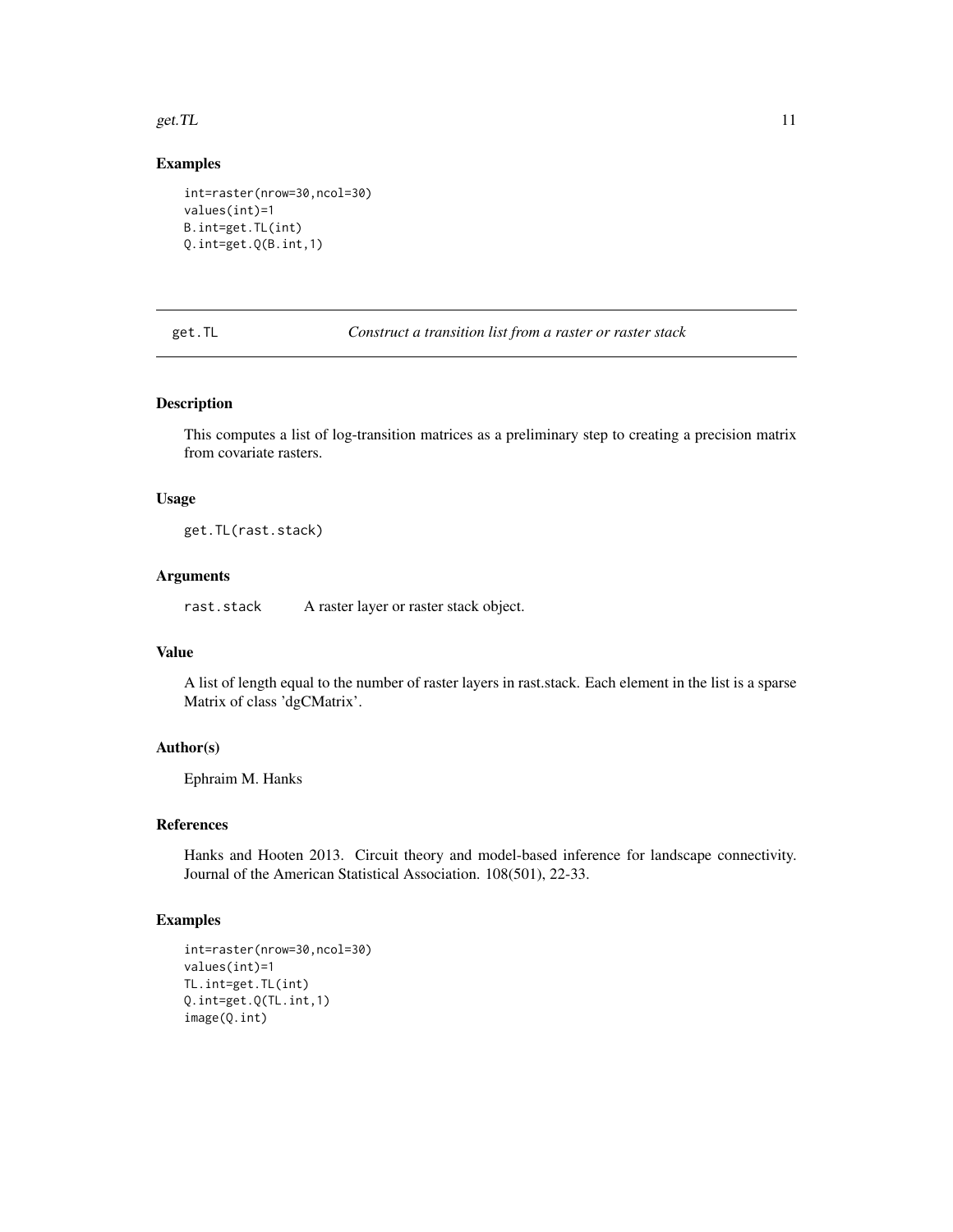## Examples

```
int=raster(nrow=30,ncol=30)
values(int)=1
B.int=get.TL(int)
Q.int=get.Q(B.int,1)
```

---

get.TL *Construct a transition list from a raster or raster stack*

---

### Description

This computes a list of log-transition matrices as a preliminary step to creating a precision matrix from covariate rasters.

### Usage

```
get.TL(rast.stack)
```

### Arguments

| | |
|---|---|
| rast.stack | A raster layer or raster stack object. |

### Value

A list of length equal to the number of raster layers in rast.stack. Each element in the list is a sparse Matrix of class 'dgCMatrix'.

### Author(s)

Ephraim M. Hanks

### References

Hanks and Hooten 2013. Circuit theory and model-based inference for landscape connectivity. Journal of the American Statistical Association. 108(501), 22-33.

### Examples

```
int=raster(nrow=30,ncol=30)
values(int)=1
TL.int=get.TL(int)
Q.int=get.Q(TL.int,1)
image(Q.int)
```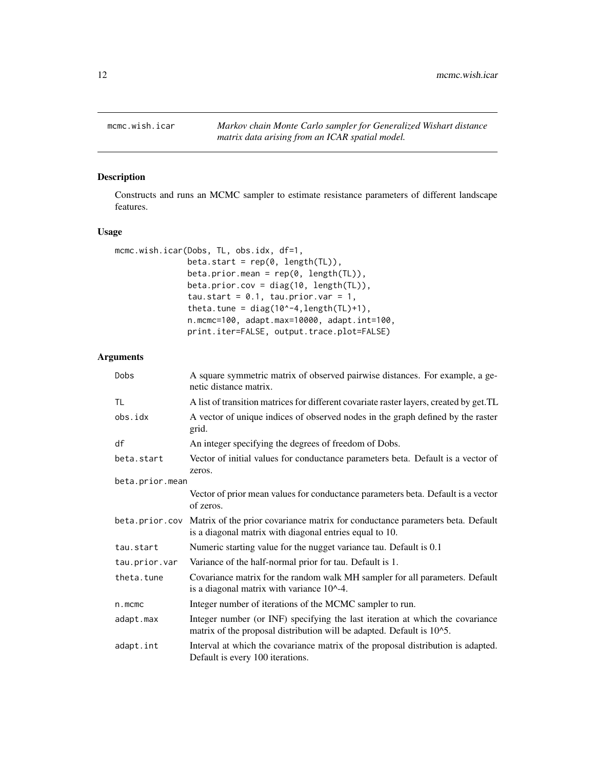# mcmc.wish.icar

*Markov chain Monte Carlo sampler for Generalized Wishart distance matrix data arising from an ICAR spatial model.*

## Description

Constructs and runs an MCMC sampler to estimate resistance parameters of different landscape features.

## Usage

```
mcmc.wish.icar(Dobs, TL, obs.idx, df=1,
               beta.start = rep(0, length(TL)),
               beta.prior.mean = rep(0, length(TL)),
               beta.prior.cov = diag(10, length(TL)),
               tau.start = 0.1, tau.prior.var = 1,
               theta.tune = diag(10^-4,length(TL)+1),
               n.mcmc=100, adapt.max=10000, adapt.int=100,
               print.iter=FALSE, output.trace.plot=FALSE)
```

## Arguments

| | |
|---|---|
| Dobs | A square symmetric matrix of observed pairwise distances. For example, a genetic distance matrix. |
| TL | A list of transition matrices for different covariate raster layers, created by get.TL |
| obs.idx | A vector of unique indices of observed nodes in the graph defined by the raster grid. |
| df | An integer specifying the degrees of freedom of Dobs. |
| beta.start | Vector of initial values for conductance parameters beta. Default is a vector of zeros. |
| beta.prior.mean | Vector of prior mean values for conductance parameters beta. Default is a vector of zeros. |
| beta.prior.cov | Matrix of the prior covariance matrix for conductance parameters beta. Default is a diagonal matrix with diagonal entries equal to 10. |
| tau.start | Numeric starting value for the nugget variance tau. Default is 0.1 |
| tau.prior.var | Variance of the half-normal prior for tau. Default is 1. |
| theta.tune | Covariance matrix for the random walk MH sampler for all parameters. Default is a diagonal matrix with variance 10^-4. |
| n.mcmc | Integer number of iterations of the MCMC sampler to run. |
| adapt.max | Integer number (or INF) specifying the last iteration at which the covariance matrix of the proposal distribution will be adapted. Default is 10^5. |
| adapt.int | Interval at which the covariance matrix of the proposal distribution is adapted. Default is every 100 iterations. |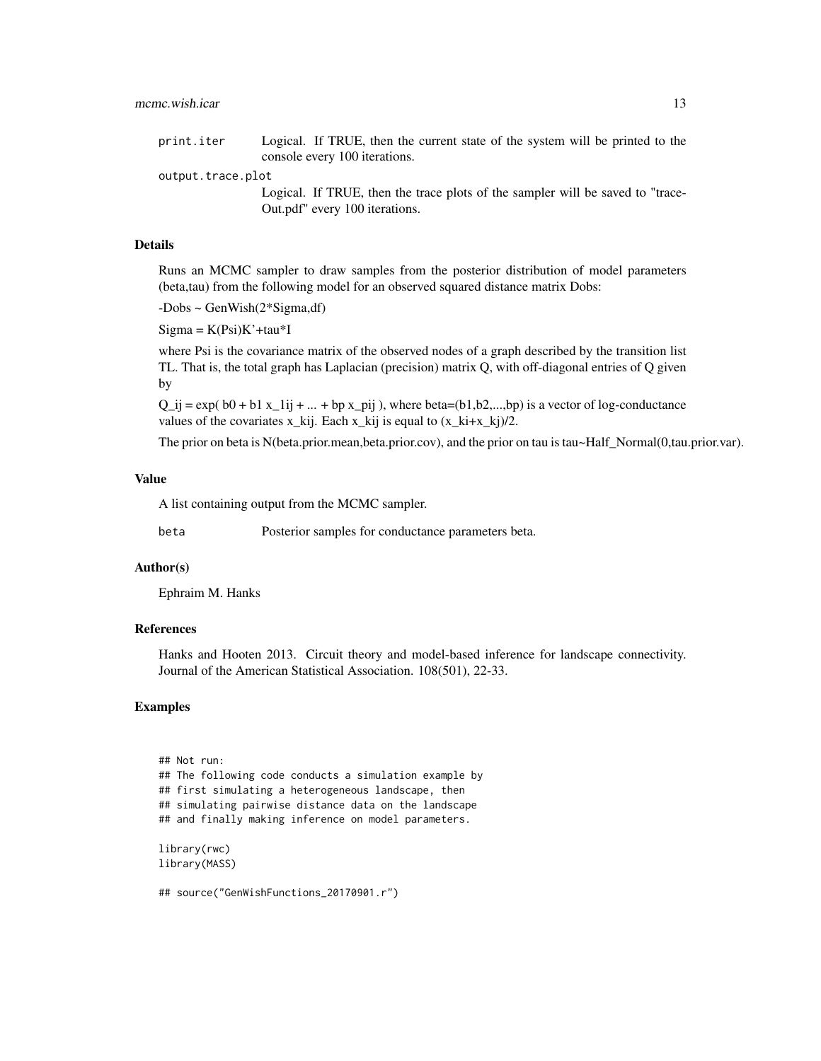| | |
|---|---|
| print.iter | Logical. If TRUE, then the current state of the system will be printed to the console every 100 iterations. |
| output.trace.plot | Logical. If TRUE, then the trace plots of the sampler will be saved to "traceOut.pdf" every 100 iterations. |

### Details

Runs an MCMC sampler to draw samples from the posterior distribution of model parameters (beta,tau) from the following model for an observed squared distance matrix Dobs:

-Dobs ~ GenWish(2*Sigma,df)

Sigma = K(Psi)K'+tau*I

where Psi is the covariance matrix of the observed nodes of a graph described by the transition list TL. That is, the total graph has Laplacian (precision) matrix Q, with off-diagonal entries of Q given by

Q_ij = exp( b0 + b1 x_1ij + ... + bp x_pij ), where beta=(b1,b2,...,bp) is a vector of log-conductance values of the covariates x_kij. Each x_kij is equal to (x_ki+x_kj)/2.

The prior on beta is N(beta.prior.mean,beta.prior.cov), and the prior on tau is tau~Half_Normal(0,tau.prior.var).

### Value

A list containing output from the MCMC sampler.

| | |
|---|---|
| beta | Posterior samples for conductance parameters beta. |

### Author(s)

Ephraim M. Hanks

### References

Hanks and Hooten 2013. Circuit theory and model-based inference for landscape connectivity. Journal of the American Statistical Association. 108(501), 22-33.

### Examples

```
## Not run:
## The following code conducts a simulation example by
## first simulating a heterogeneous landscape, then
## simulating pairwise distance data on the landscape
## and finally making inference on model parameters.

library(rwc)
library(MASS)

## source("GenWishFunctions_20170901.r")
```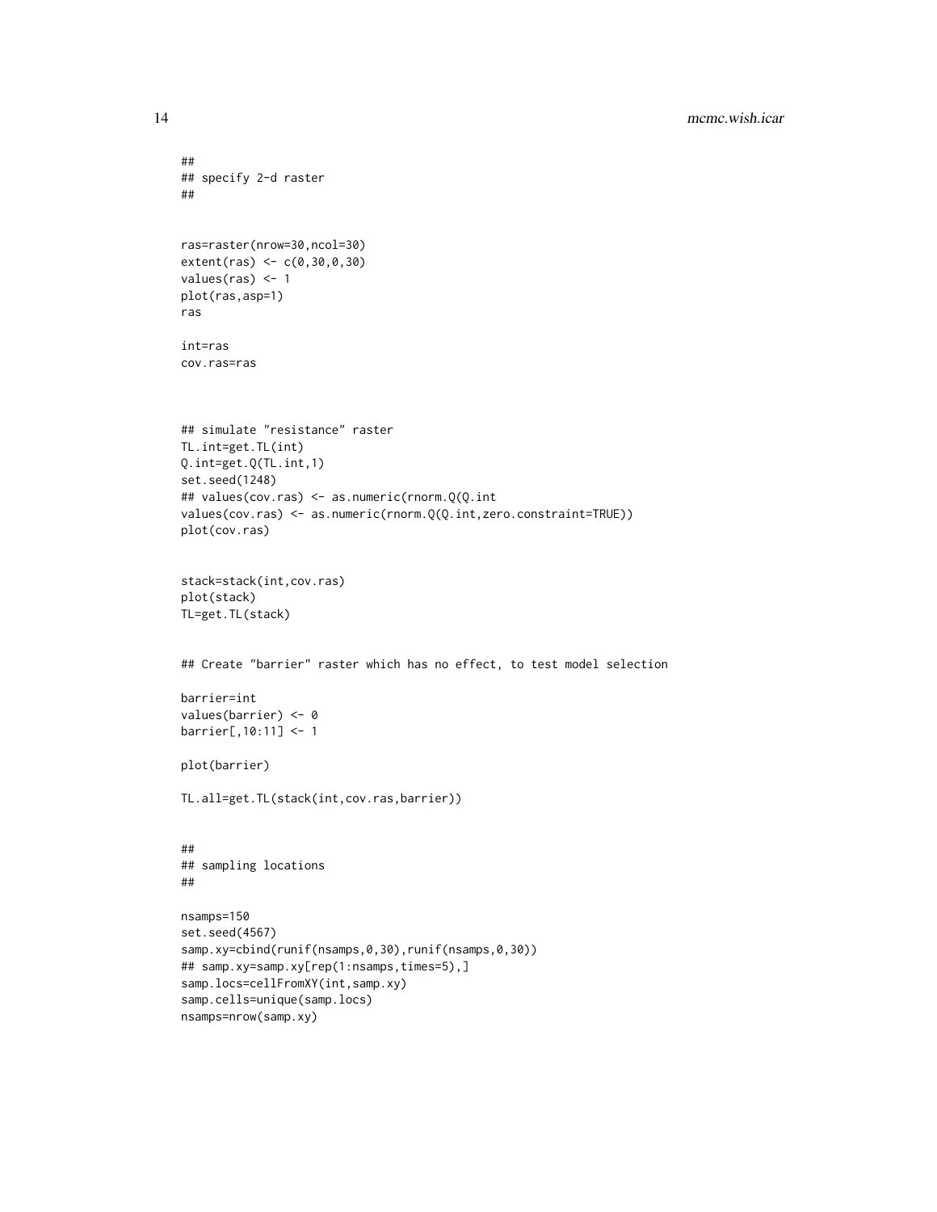```
##
## specify 2-d raster
##


ras=raster(nrow=30,ncol=30)
extent(ras) <- c(0,30,0,30)
values(ras) <- 1
plot(ras,asp=1)
ras

int=ras
cov.ras=ras



## simulate "resistance" raster
TL.int=get.TL(int)
Q.int=get.Q(TL.int,1)
set.seed(1248)
## values(cov.ras) <- as.numeric(rnorm.Q(Q.int
values(cov.ras) <- as.numeric(rnorm.Q(Q.int,zero.constraint=TRUE))
plot(cov.ras)


stack=stack(int,cov.ras)
plot(stack)
TL=get.TL(stack)


## Create "barrier" raster which has no effect, to test model selection

barrier=int
values(barrier) <- 0
barrier[,10:11] <- 1

plot(barrier)

TL.all=get.TL(stack(int,cov.ras,barrier))


##
## sampling locations
##

nsamps=150
set.seed(4567)
samp.xy=cbind(runif(nsamps,0,30),runif(nsamps,0,30))
## samp.xy=samp.xy[rep(1:nsamps,times=5),]
samp.locs=cellFromXY(int,samp.xy)
samp.cells=unique(samp.locs)
nsamps=nrow(samp.xy)
```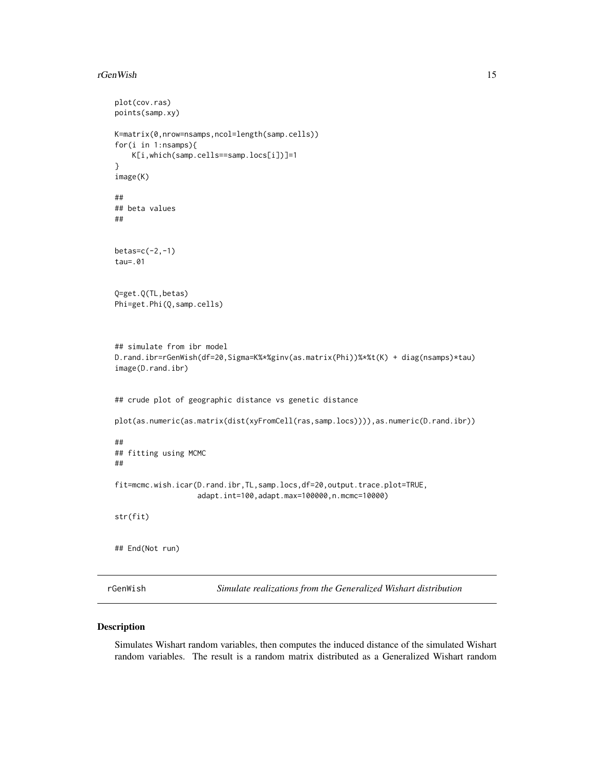```
plot(cov.ras)
points(samp.xy)

K=matrix(0,nrow=nsamps,ncol=length(samp.cells))
for(i in 1:nsamps){
    K[i,which(samp.cells==samp.locs[i])]=1
}
image(K)

##
## beta values
##


betas=c(-2,-1)
tau=.01


Q=get.Q(TL,betas)
Phi=get.Phi(Q,samp.cells)



## simulate from ibr model
D.rand.ibr=rGenWish(df=20,Sigma=K%*%ginv(as.matrix(Phi))%*%t(K) + diag(nsamps)*tau)
image(D.rand.ibr)


## crude plot of geographic distance vs genetic distance

plot(as.numeric(as.matrix(dist(xyFromCell(ras,samp.locs)))),as.numeric(D.rand.ibr))

##
## fitting using MCMC
##

fit=mcmc.wish.icar(D.rand.ibr,TL,samp.locs,df=20,output.trace.plot=TRUE,
                   adapt.int=100,adapt.max=100000,n.mcmc=10000)

str(fit)


## End(Not run)
```

---

# rGenWish *Simulate realizations from the Generalized Wishart distribution*

---

## Description

Simulates Wishart random variables, then computes the induced distance of the simulated Wishart random variables. The result is a random matrix distributed as a Generalized Wishart random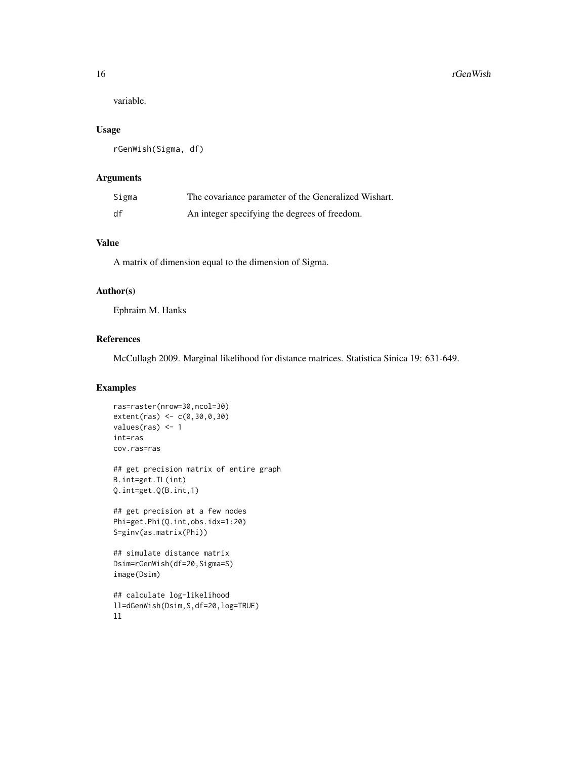variable.

### Usage

```
rGenWish(Sigma, df)
```

### Arguments

| | |
|---|---|
| Sigma | The covariance parameter of the Generalized Wishart. |
| df | An integer specifying the degrees of freedom. |

### Value

A matrix of dimension equal to the dimension of Sigma.

### Author(s)

Ephraim M. Hanks

### References

McCullagh 2009. Marginal likelihood for distance matrices. Statistica Sinica 19: 631-649.

### Examples

```
ras=raster(nrow=30,ncol=30)
extent(ras) <- c(0,30,0,30)
values(ras) <- 1
int=ras
cov.ras=ras

## get precision matrix of entire graph
B.int=get.TL(int)
Q.int=get.Q(B.int,1)

## get precision at a few nodes
Phi=get.Phi(Q.int,obs.idx=1:20)
S=ginv(as.matrix(Phi))

## simulate distance matrix
Dsim=rGenWish(df=20,Sigma=S)
image(Dsim)

## calculate log-likelihood
ll=dGenWish(Dsim,S,df=20,log=TRUE)
ll
```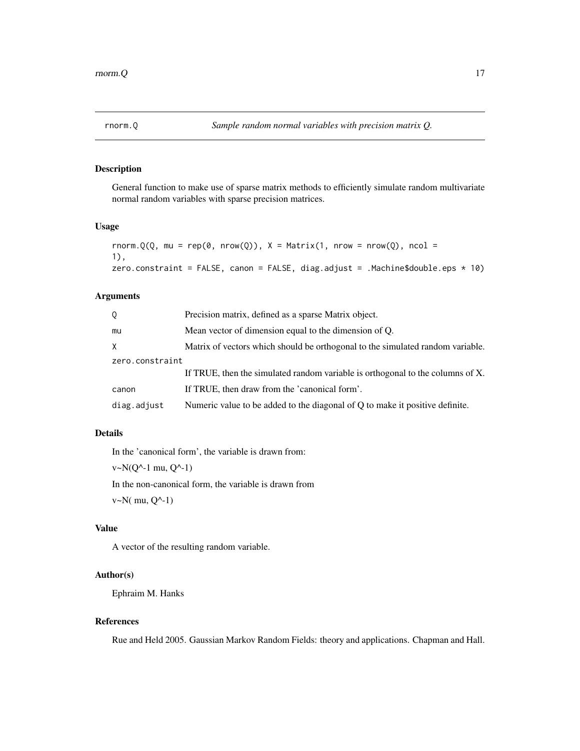## rnorm.Q *Sample random normal variables with precision matrix Q.*

### Description

General function to make use of sparse matrix methods to efficiently simulate random multivariate normal random variables with sparse precision matrices.

### Usage

```
rnorm.Q(Q, mu = rep(0, nrow(Q)), X = Matrix(1, nrow = nrow(Q), ncol =
1),
zero.constraint = FALSE, canon = FALSE, diag.adjust = .Machine$double.eps * 10)
```

### Arguments

| | |
|---|---|
| `Q` | Precision matrix, defined as a sparse Matrix object. |
| `mu` | Mean vector of dimension equal to the dimension of Q. |
| `X` | Matrix of vectors which should be orthogonal to the simulated random variable. |
| `zero.constraint` | If TRUE, then the simulated random variable is orthogonal to the columns of X. |
| `canon` | If TRUE, then draw from the 'canonical form'. |
| `diag.adjust` | Numeric value to be added to the diagonal of Q to make it positive definite. |

### Details

In the 'canonical form', the variable is drawn from:

v~N(Q^-1 mu, Q^-1)

In the non-canonical form, the variable is drawn from

v~N( mu, Q^-1)

### Value

A vector of the resulting random variable.

### Author(s)

Ephraim M. Hanks

### References

Rue and Held 2005. Gaussian Markov Random Fields: theory and applications. Chapman and Hall.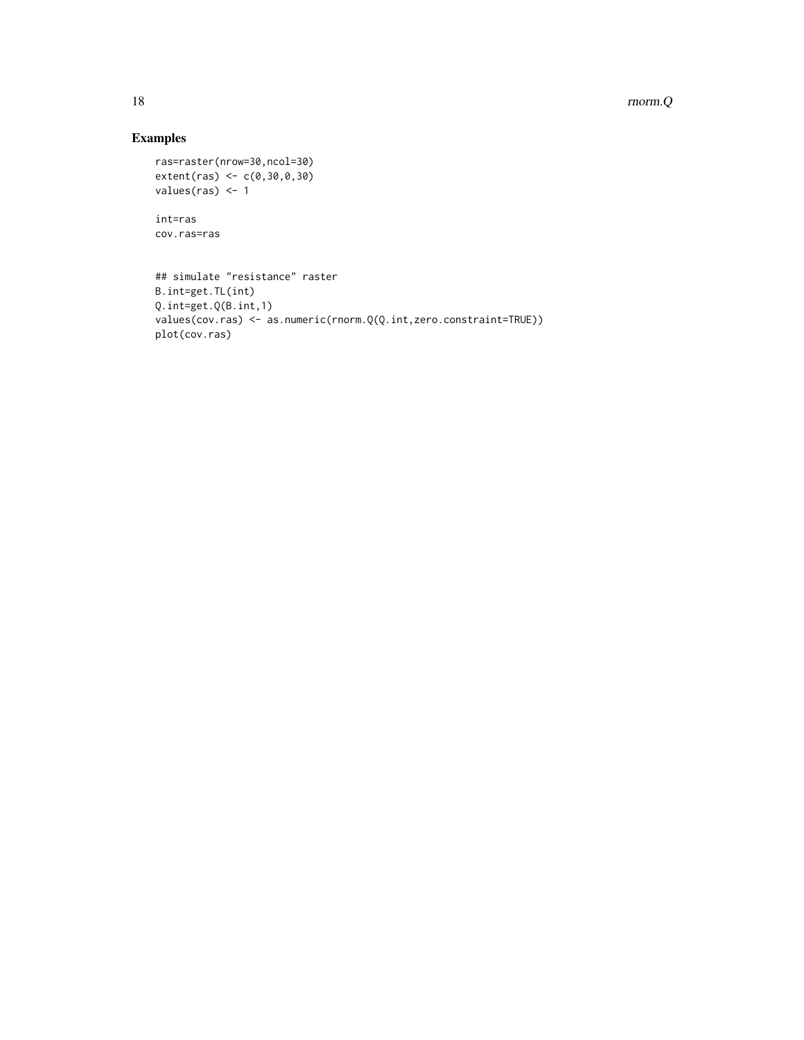## Examples

```
ras=raster(nrow=30,ncol=30)
extent(ras) <- c(0,30,0,30)
values(ras) <- 1

int=ras
cov.ras=ras


## simulate "resistance" raster
B.int=get.TL(int)
Q.int=get.Q(B.int,1)
values(cov.ras) <- as.numeric(rnorm.Q(Q.int,zero.constraint=TRUE))
plot(cov.ras)
```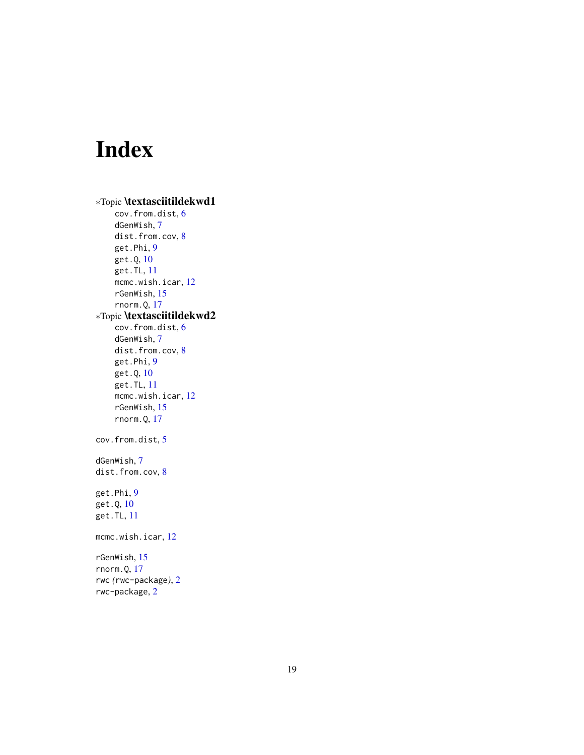# Index

∗Topic **\textasciitildekwd1**

- cov.from.dist, 6
- dGenWish, 7
- dist.from.cov, 8
- get.Phi, 9
- get.Q, 10
- get.TL, 11
- mcmc.wish.icar, 12
- rGenWish, 15
- rnorm.Q, 17

∗Topic **\textasciitildekwd2**

- cov.from.dist, 6
- dGenWish, 7
- dist.from.cov, 8
- get.Phi, 9
- get.Q, 10
- get.TL, 11
- mcmc.wish.icar, 12
- rGenWish, 15
- rnorm.Q, 17

cov.from.dist, 5

dGenWish, 7
dist.from.cov, 8

get.Phi, 9
get.Q, 10
get.TL, 11

mcmc.wish.icar, 12

rGenWish, 15
rnorm.Q, 17
rwc *(*rwc-package*)*, 2
rwc-package, 2